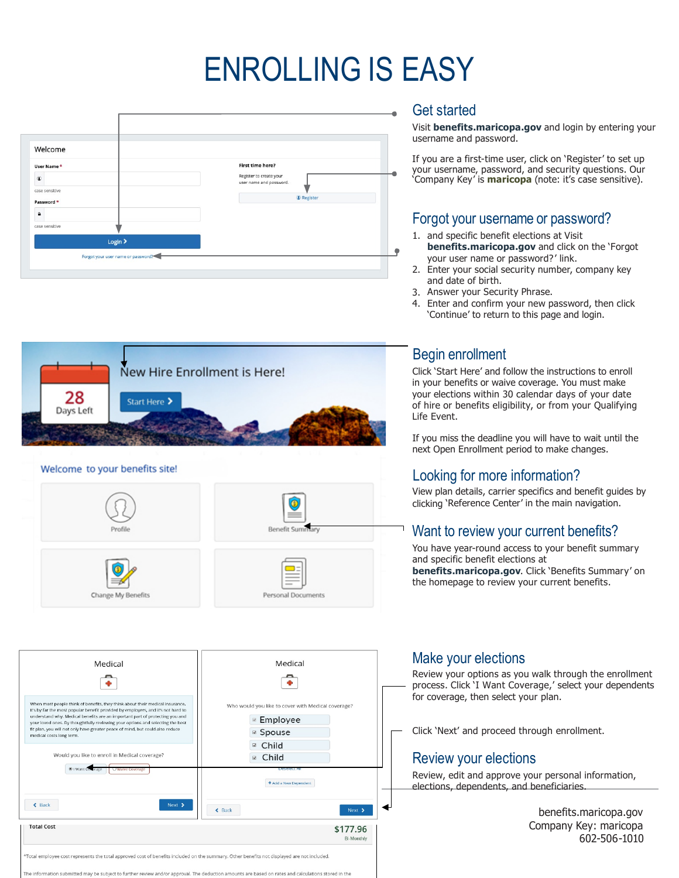# ENROLLING IS EASY

## Get started

Visit **benefits.maricopa.gov** and login by entering your username and password.

If you are a first-time user, click on 'Register' to set up your username, password, and security questions. Our 'Company Key' is **maricopa** (note: it's case sensitive).

## Forgot your username or password?

1. and specific benefit elections at Visit **benefits.maricopa.gov** and click on the 'Forgot your user name or password?' link.
2. Enter your social security number, company key and date of birth.
3. Answer your Security Phrase.
4. Enter and confirm your new password, then click 'Continue' to return to this page and login.

## Begin enrollment

Click 'Start Here' and follow the instructions to enroll in your benefits or waive coverage. You must make your elections within 30 calendar days of your date of hire or benefits eligibility, or from your Qualifying Life Event.

If you miss the deadline you will have to wait until the next Open Enrollment period to make changes.

## Looking for more information?

View plan details, carrier specifics and benefit guides by clicking 'Reference Center' in the main navigation.

## Want to review your current benefits?

You have year-round access to your benefit summary and specific benefit elections at **benefits.maricopa.gov**. Click 'Benefits Summary' on the homepage to review your current benefits.

## Make your elections

Review your options as you walk through the enrollment process. Click 'I Want Coverage,' select your dependents for coverage, then select your plan.

Click 'Next' and proceed through enrollment.

## Review your elections

Review, edit and approve your personal information, elections, dependents, and beneficiaries.

benefits.maricopa.gov
Company Key: maricopa
602-506-1010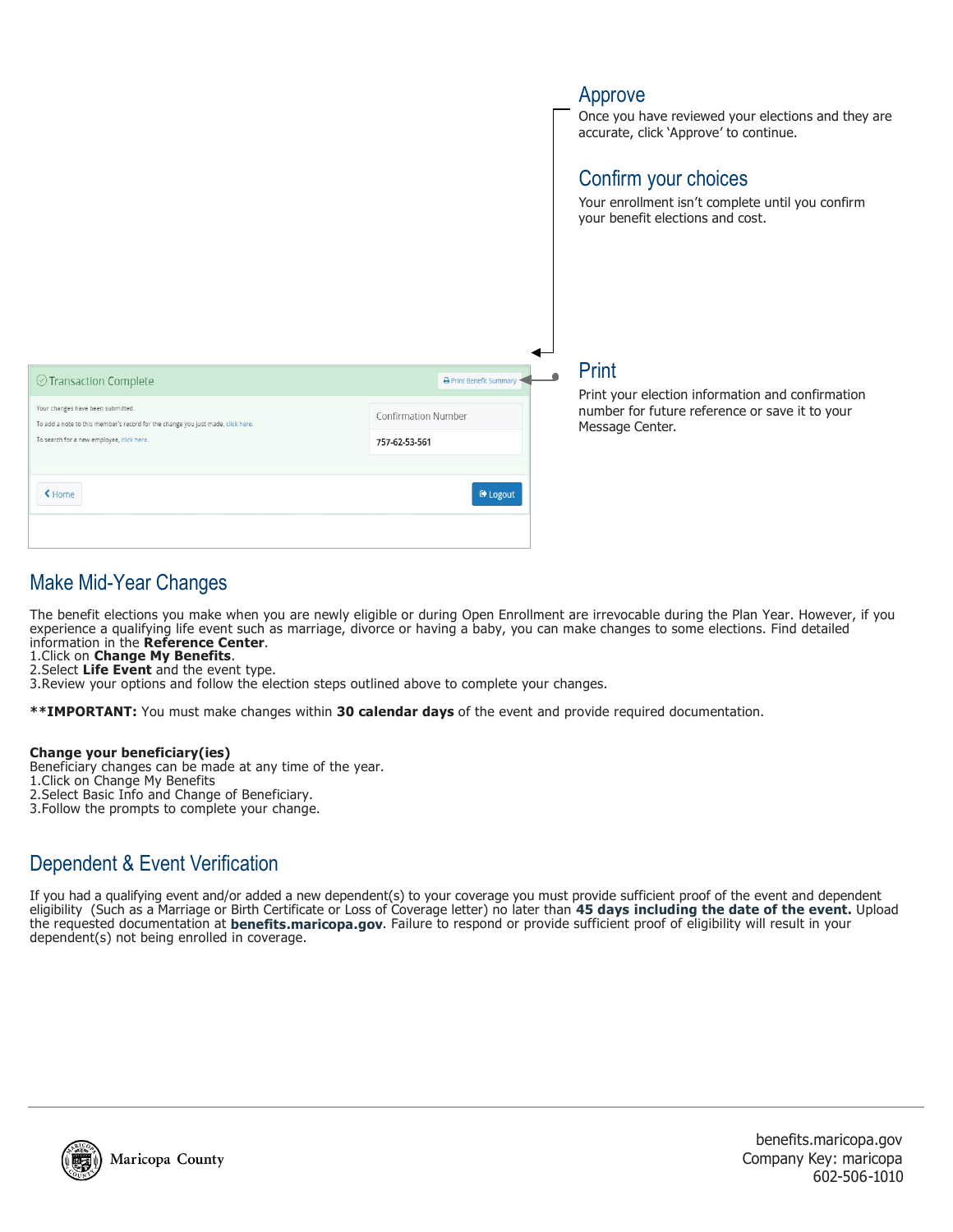## Approve

Once you have reviewed your elections and they are accurate, click 'Approve' to continue.

## Confirm your choices

Your enrollment isn't complete until you confirm your benefit elections and cost.

Transaction Complete

Print Benefit Summary

Your changes have been submitted.

To add a note to this member's record for the change you just made, click here.

To search for a new employee, click here.

Confirmation Number

757-62-53-561

Home

Logout

## Print

Print your election information and confirmation number for future reference or save it to your Message Center.

## Make Mid-Year Changes

The benefit elections you make when you are newly eligible or during Open Enrollment are irrevocable during the Plan Year. However, if you experience a qualifying life event such as marriage, divorce or having a baby, you can make changes to some elections. Find detailed information in the **Reference Center**.

1. Click on **Change My Benefits**.
2. Select **Life Event** and the event type.
3. Review your options and follow the election steps outlined above to complete your changes.

****IMPORTANT:** You must make changes within **30 calendar days** of the event and provide required documentation.

**Change your beneficiary(ies)**

Beneficiary changes can be made at any time of the year.

1. Click on Change My Benefits
2. Select Basic Info and Change of Beneficiary.
3. Follow the prompts to complete your change.

## Dependent & Event Verification

If you had a qualifying event and/or added a new dependent(s) to your coverage you must provide sufficient proof of the event and dependent eligibility (Such as a Marriage or Birth Certificate or Loss of Coverage letter) no later than **45 days including the date of the event.** Upload the requested documentation at **benefits.maricopa.gov**. Failure to respond or provide sufficient proof of eligibility will result in your dependent(s) not being enrolled in coverage.

Maricopa County

benefits.maricopa.gov
Company Key: maricopa
602-506-1010